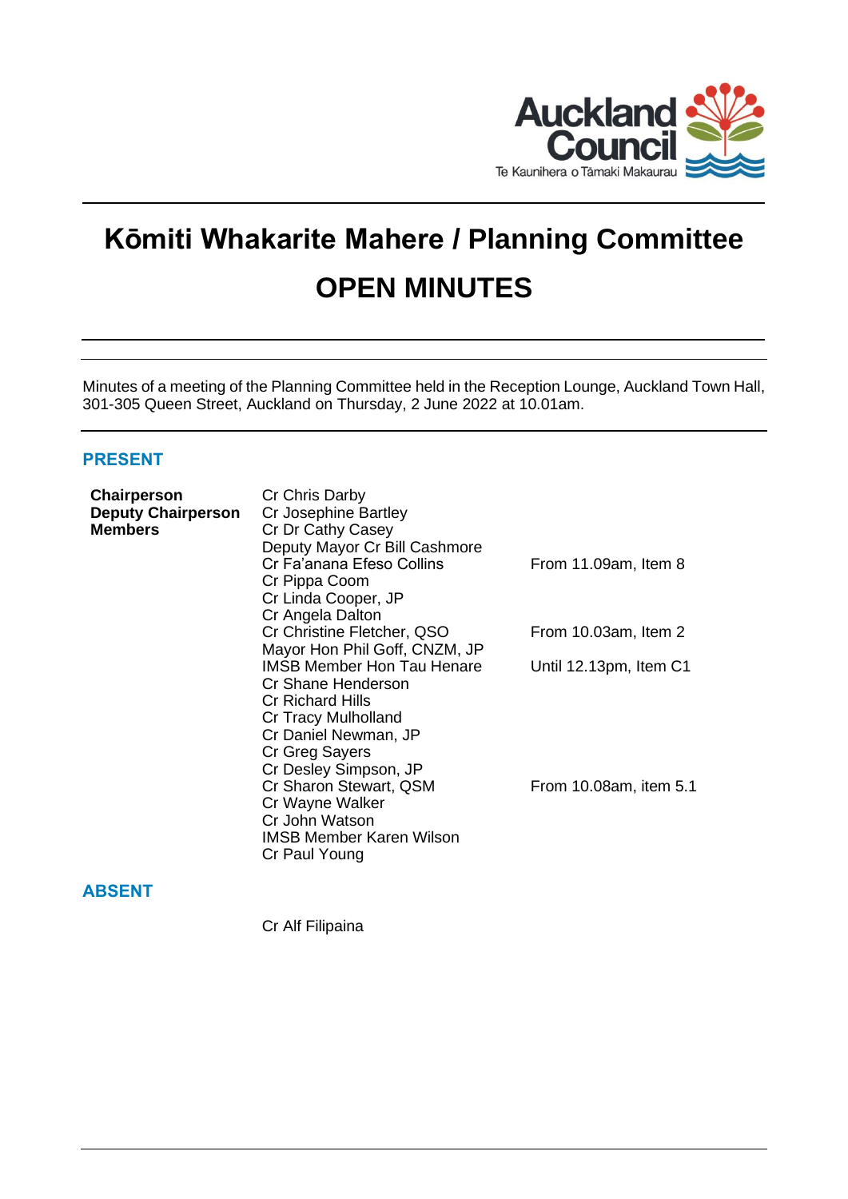# Kōmiti Whakarite Mahere / Planning Committee

# OPEN MINUTES

Minutes of a meeting of the Planning Committee held in the Reception Lounge, Auckland Town Hall, 301-305 Queen Street, Auckland on Thursday, 2 June 2022 at 10.01am.

## PRESENT

| | | |
|---|---|---|
| **Chairperson** | Cr Chris Darby | |
| **Deputy Chairperson** | Cr Josephine Bartley | |
| **Members** | Cr Dr Cathy Casey | |
| | Deputy Mayor Cr Bill Cashmore | |
| | Cr Fa'anana Efeso Collins | From 11.09am, Item 8 |
| | Cr Pippa Coom | |
| | Cr Linda Cooper, JP | |
| | Cr Angela Dalton | |
| | Cr Christine Fletcher, QSO | From 10.03am, Item 2 |
| | Mayor Hon Phil Goff, CNZM, JP | |
| | IMSB Member Hon Tau Henare | Until 12.13pm, Item C1 |
| | Cr Shane Henderson | |
| | Cr Richard Hills | |
| | Cr Tracy Mulholland | |
| | Cr Daniel Newman, JP | |
| | Cr Greg Sayers | |
| | Cr Desley Simpson, JP | |
| | Cr Sharon Stewart, QSM | From 10.08am, item 5.1 |
| | Cr Wayne Walker | |
| | Cr John Watson | |
| | IMSB Member Karen Wilson | |
| | Cr Paul Young | |

## ABSENT

Cr Alf Filipaina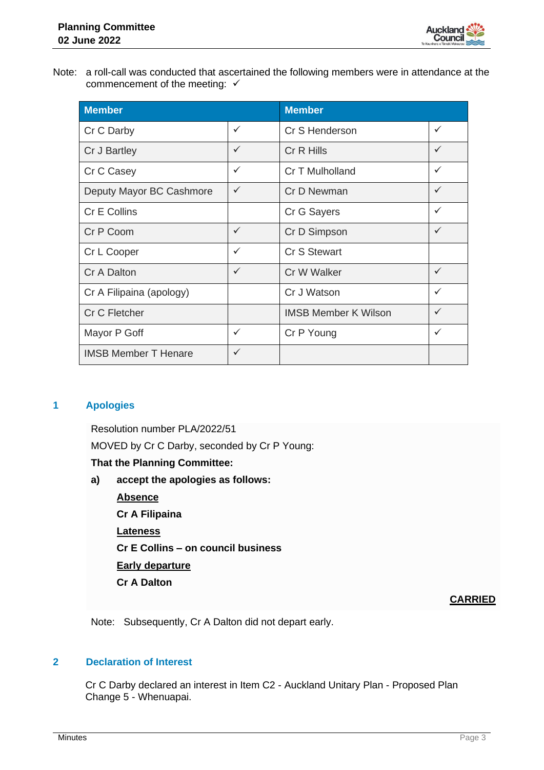Note: a roll-call was conducted that ascertained the following members were in attendance at the commencement of the meeting: ✓

| Member | | Member | |
|---|---|---|---|
| Cr C Darby | ✓ | Cr S Henderson | ✓ |
| Cr J Bartley | ✓ | Cr R Hills | ✓ |
| Cr C Casey | ✓ | Cr T Mulholland | ✓ |
| Deputy Mayor BC Cashmore | ✓ | Cr D Newman | ✓ |
| Cr E Collins | | Cr G Sayers | ✓ |
| Cr P Coom | ✓ | Cr D Simpson | ✓ |
| Cr L Cooper | ✓ | Cr S Stewart | |
| Cr A Dalton | ✓ | Cr W Walker | ✓ |
| Cr A Filipaina (apology) | | Cr J Watson | ✓ |
| Cr C Fletcher | | IMSB Member K Wilson | ✓ |
| Mayor P Goff | ✓ | Cr P Young | ✓ |
| IMSB Member T Henare | ✓ | | |

## 1 Apologies

Resolution number PLA/2022/51

MOVED by Cr C Darby, seconded by Cr P Young:

**That the Planning Committee:**

**a) accept the apologies as follows:**

**Absence**

**Cr A Filipaina**

**Lateness**

**Cr E Collins – on council business**

**Early departure**

**Cr A Dalton**

**CARRIED**

Note: Subsequently, Cr A Dalton did not depart early.

## 2 Declaration of Interest

Cr C Darby declared an interest in Item C2 - Auckland Unitary Plan - Proposed Plan Change 5 - Whenuapai.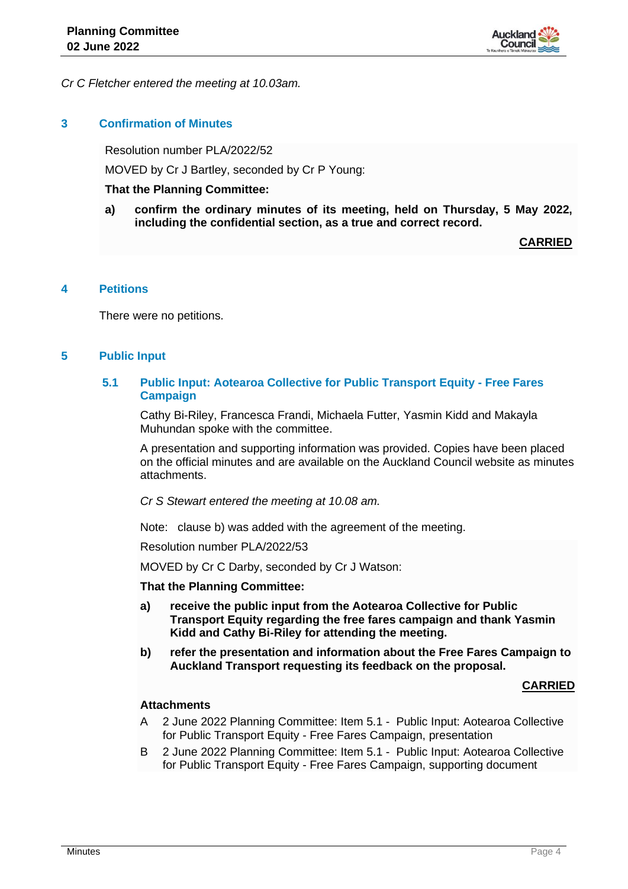*Cr C Fletcher entered the meeting at 10.03am.*

## 3 Confirmation of Minutes

Resolution number PLA/2022/52

MOVED by Cr J Bartley, seconded by Cr P Young:

**That the Planning Committee:**

**a) confirm the ordinary minutes of its meeting, held on Thursday, 5 May 2022, including the confidential section, as a true and correct record.**

**CARRIED**

## 4 Petitions

There were no petitions.

## 5 Public Input

### 5.1 Public Input: Aotearoa Collective for Public Transport Equity - Free Fares Campaign

Cathy Bi-Riley, Francesca Frandi, Michaela Futter, Yasmin Kidd and Makayla Muhundan spoke with the committee.

A presentation and supporting information was provided. Copies have been placed on the official minutes and are available on the Auckland Council website as minutes attachments.

*Cr S Stewart entered the meeting at 10.08 am.*

Note: clause b) was added with the agreement of the meeting.

Resolution number PLA/2022/53

MOVED by Cr C Darby, seconded by Cr J Watson:

**That the Planning Committee:**

**a) receive the public input from the Aotearoa Collective for Public Transport Equity regarding the free fares campaign and thank Yasmin Kidd and Cathy Bi-Riley for attending the meeting.**

**b) refer the presentation and information about the Free Fares Campaign to Auckland Transport requesting its feedback on the proposal.**

**CARRIED**

**Attachments**

A 2 June 2022 Planning Committee: Item 5.1 - Public Input: Aotearoa Collective for Public Transport Equity - Free Fares Campaign, presentation

B 2 June 2022 Planning Committee: Item 5.1 - Public Input: Aotearoa Collective for Public Transport Equity - Free Fares Campaign, supporting document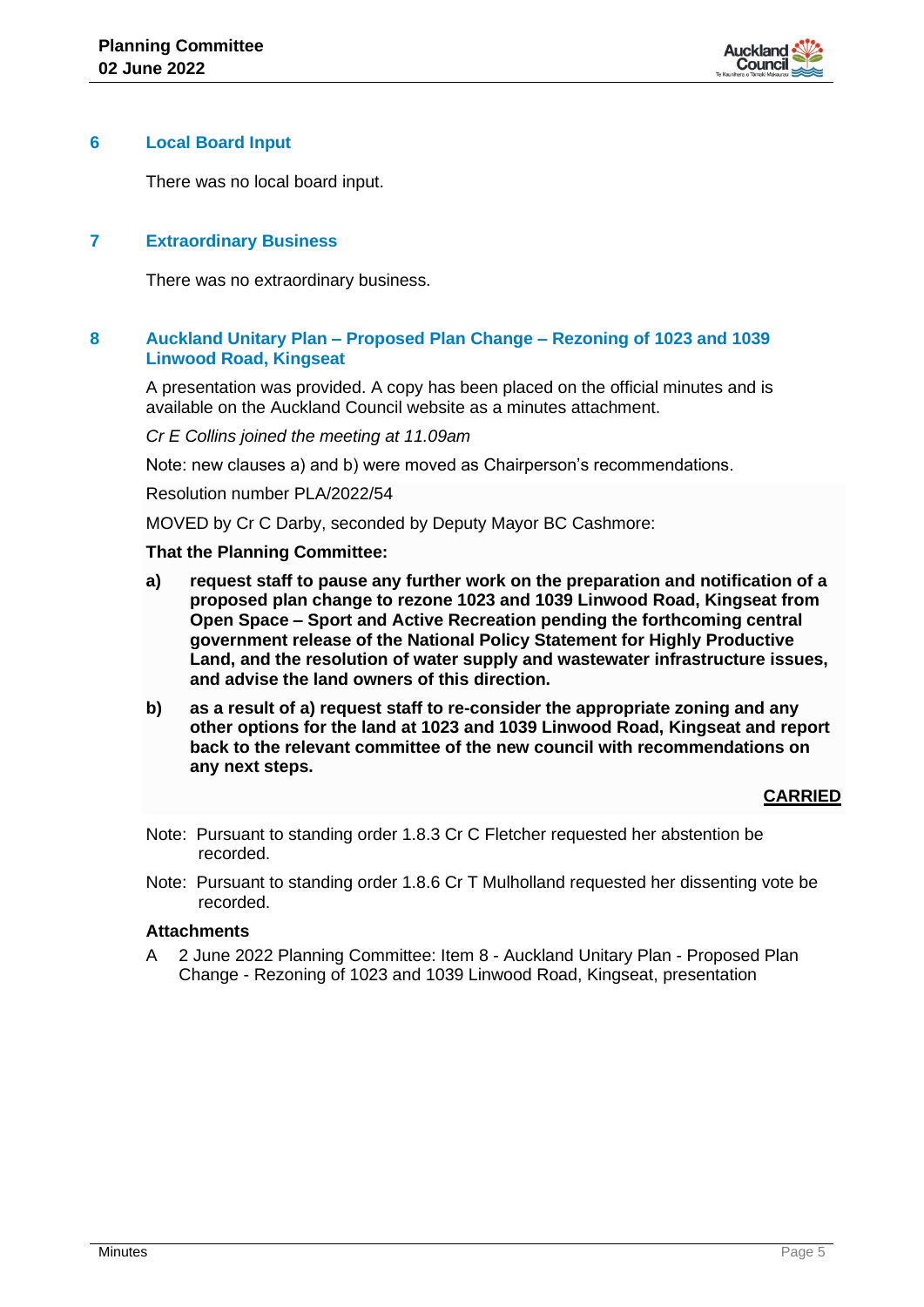## 6 Local Board Input

There was no local board input.

## 7 Extraordinary Business

There was no extraordinary business.

## 8 Auckland Unitary Plan – Proposed Plan Change – Rezoning of 1023 and 1039 Linwood Road, Kingseat

A presentation was provided. A copy has been placed on the official minutes and is available on the Auckland Council website as a minutes attachment.

*Cr E Collins joined the meeting at 11.09am*

Note: new clauses a) and b) were moved as Chairperson's recommendations.

Resolution number PLA/2022/54

MOVED by Cr C Darby, seconded by Deputy Mayor BC Cashmore:

**That the Planning Committee:**

**a) request staff to pause any further work on the preparation and notification of a proposed plan change to rezone 1023 and 1039 Linwood Road, Kingseat from Open Space – Sport and Active Recreation pending the forthcoming central government release of the National Policy Statement for Highly Productive Land, and the resolution of water supply and wastewater infrastructure issues, and advise the land owners of this direction.**

**b) as a result of a) request staff to re-consider the appropriate zoning and any other options for the land at 1023 and 1039 Linwood Road, Kingseat and report back to the relevant committee of the new council with recommendations on any next steps.**

**CARRIED**

Note: Pursuant to standing order 1.8.3 Cr C Fletcher requested her abstention be recorded.

Note: Pursuant to standing order 1.8.6 Cr T Mulholland requested her dissenting vote be recorded.

**Attachments**

A 2 June 2022 Planning Committee: Item 8 - Auckland Unitary Plan - Proposed Plan Change - Rezoning of 1023 and 1039 Linwood Road, Kingseat, presentation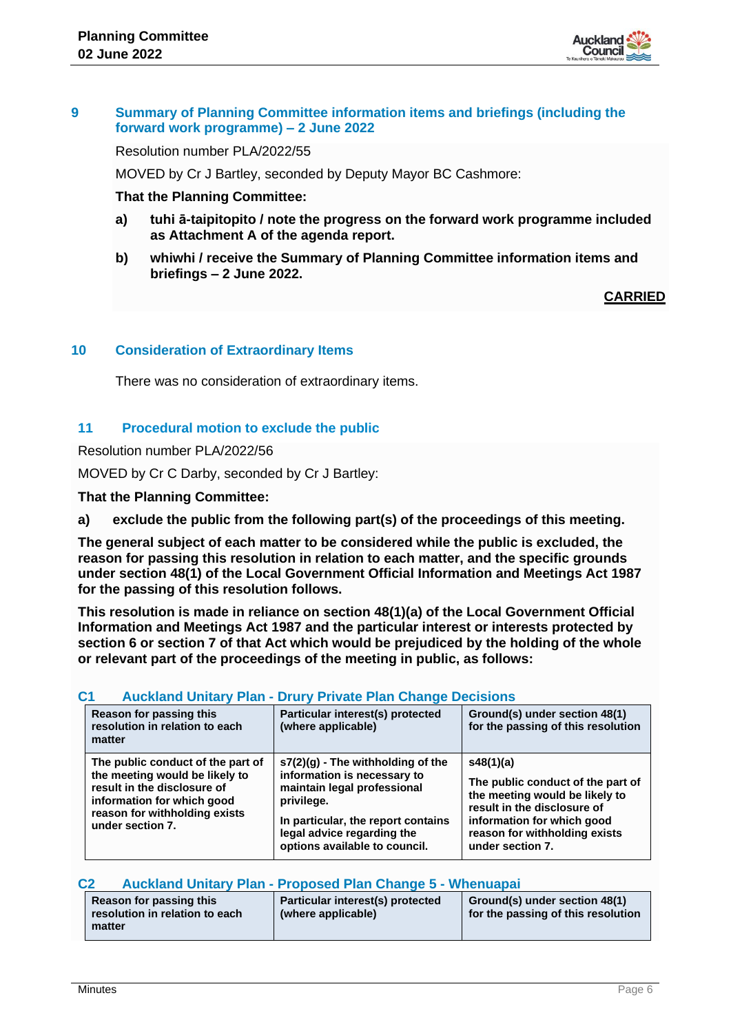## 9 Summary of Planning Committee information items and briefings (including the forward work programme) – 2 June 2022

Resolution number PLA/2022/55

MOVED by Cr J Bartley, seconded by Deputy Mayor BC Cashmore:

**That the Planning Committee:**

**a) tuhi ā-taipitopito / note the progress on the forward work programme included as Attachment A of the agenda report.**

**b) whiwhi / receive the Summary of Planning Committee information items and briefings – 2 June 2022.**

**CARRIED**

## 10 Consideration of Extraordinary Items

There was no consideration of extraordinary items.

## 11 Procedural motion to exclude the public

Resolution number PLA/2022/56

MOVED by Cr C Darby, seconded by Cr J Bartley:

**That the Planning Committee:**

**a) exclude the public from the following part(s) of the proceedings of this meeting.**

**The general subject of each matter to be considered while the public is excluded, the reason for passing this resolution in relation to each matter, and the specific grounds under section 48(1) of the Local Government Official Information and Meetings Act 1987 for the passing of this resolution follows.**

**This resolution is made in reliance on section 48(1)(a) of the Local Government Official Information and Meetings Act 1987 and the particular interest or interests protected by section 6 or section 7 of that Act which would be prejudiced by the holding of the whole or relevant part of the proceedings of the meeting in public, as follows:**

### C1 Auckland Unitary Plan - Drury Private Plan Change Decisions

| Reason for passing this resolution in relation to each matter | Particular interest(s) protected (where applicable) | Ground(s) under section 48(1) for the passing of this resolution |
|---|---|---|
| The public conduct of the part of the meeting would be likely to result in the disclosure of information for which good reason for withholding exists under section 7. | s7(2)(g) - The withholding of the information is necessary to maintain legal professional privilege.<br><br>In particular, the report contains legal advice regarding the options available to council. | s48(1)(a)<br><br>The public conduct of the part of the meeting would be likely to result in the disclosure of information for which good reason for withholding exists under section 7. |

### C2 Auckland Unitary Plan - Proposed Plan Change 5 - Whenuapai

| Reason for passing this resolution in relation to each matter | Particular interest(s) protected (where applicable) | Ground(s) under section 48(1) for the passing of this resolution |
|---|---|---|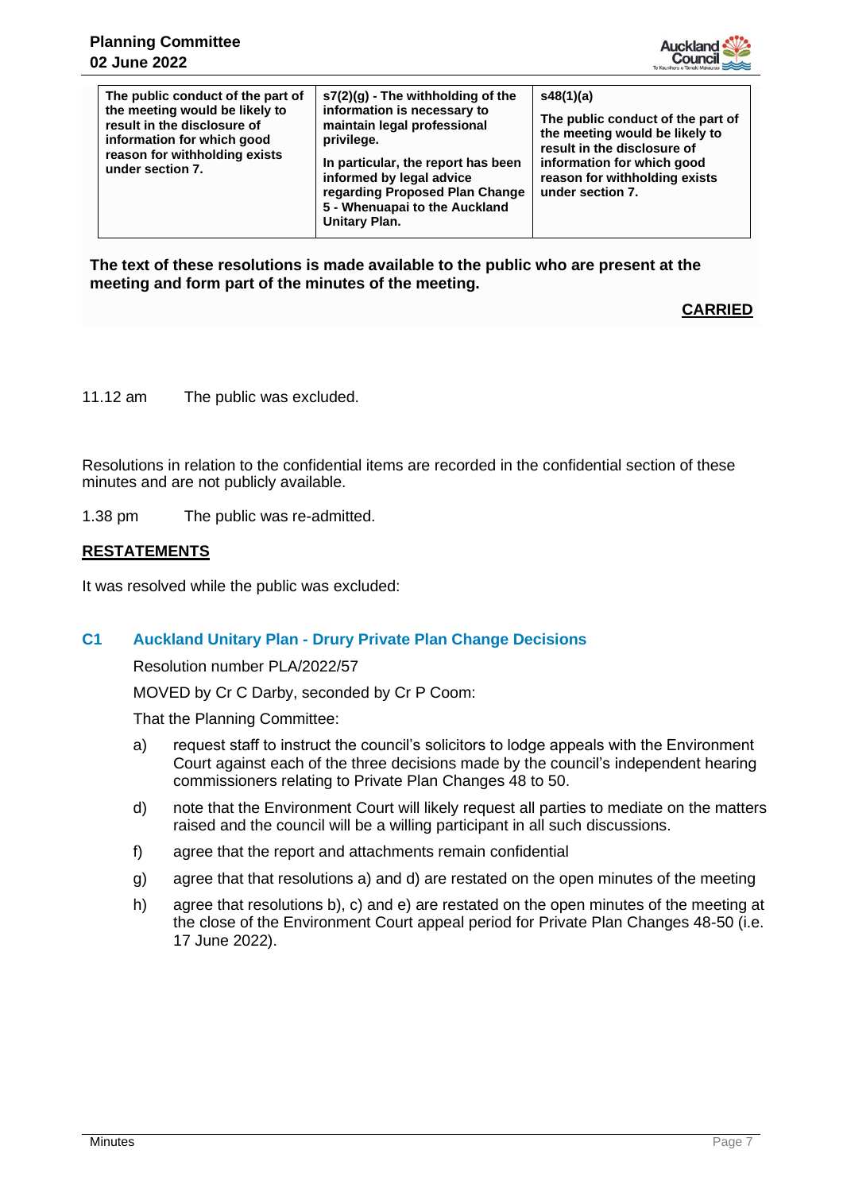| | | |
|---|---|---|
| **The public conduct of the part of the meeting would be likely to result in the disclosure of information for which good reason for withholding exists under section 7.** | **s7(2)(g) - The withholding of the information is necessary to maintain legal professional privilege.**<br><br>**In particular, the report has been informed by legal advice regarding Proposed Plan Change 5 - Whenuapai to the Auckland Unitary Plan.** | **s48(1)(a)**<br><br>**The public conduct of the part of the meeting would be likely to result in the disclosure of information for which good reason for withholding exists under section 7.** |

**The text of these resolutions is made available to the public who are present at the meeting and form part of the minutes of the meeting.**

**CARRIED**

11.12 am The public was excluded.

Resolutions in relation to the confidential items are recorded in the confidential section of these minutes and are not publicly available.

1.38 pm The public was re-admitted.

**RESTATEMENTS**

It was resolved while the public was excluded:

## C1 Auckland Unitary Plan - Drury Private Plan Change Decisions

Resolution number PLA/2022/57

MOVED by Cr C Darby, seconded by Cr P Coom:

That the Planning Committee:

a) request staff to instruct the council's solicitors to lodge appeals with the Environment Court against each of the three decisions made by the council's independent hearing commissioners relating to Private Plan Changes 48 to 50.

d) note that the Environment Court will likely request all parties to mediate on the matters raised and the council will be a willing participant in all such discussions.

f) agree that the report and attachments remain confidential

g) agree that that resolutions a) and d) are restated on the open minutes of the meeting

h) agree that resolutions b), c) and e) are restated on the open minutes of the meeting at the close of the Environment Court appeal period for Private Plan Changes 48-50 (i.e. 17 June 2022).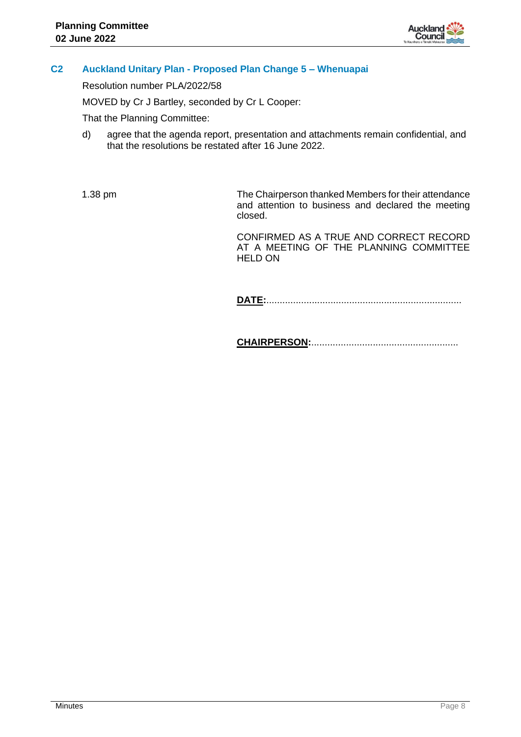## C2 Auckland Unitary Plan - Proposed Plan Change 5 – Whenuapai

Resolution number PLA/2022/58

MOVED by Cr J Bartley, seconded by Cr L Cooper:

That the Planning Committee:

d) agree that the agenda report, presentation and attachments remain confidential, and that the resolutions be restated after 16 June 2022.

1.38 pm

The Chairperson thanked Members for their attendance and attention to business and declared the meeting closed.

CONFIRMED AS A TRUE AND CORRECT RECORD AT A MEETING OF THE PLANNING COMMITTEE HELD ON

**DATE:**.........................................................................

**CHAIRPERSON:**.......................................................